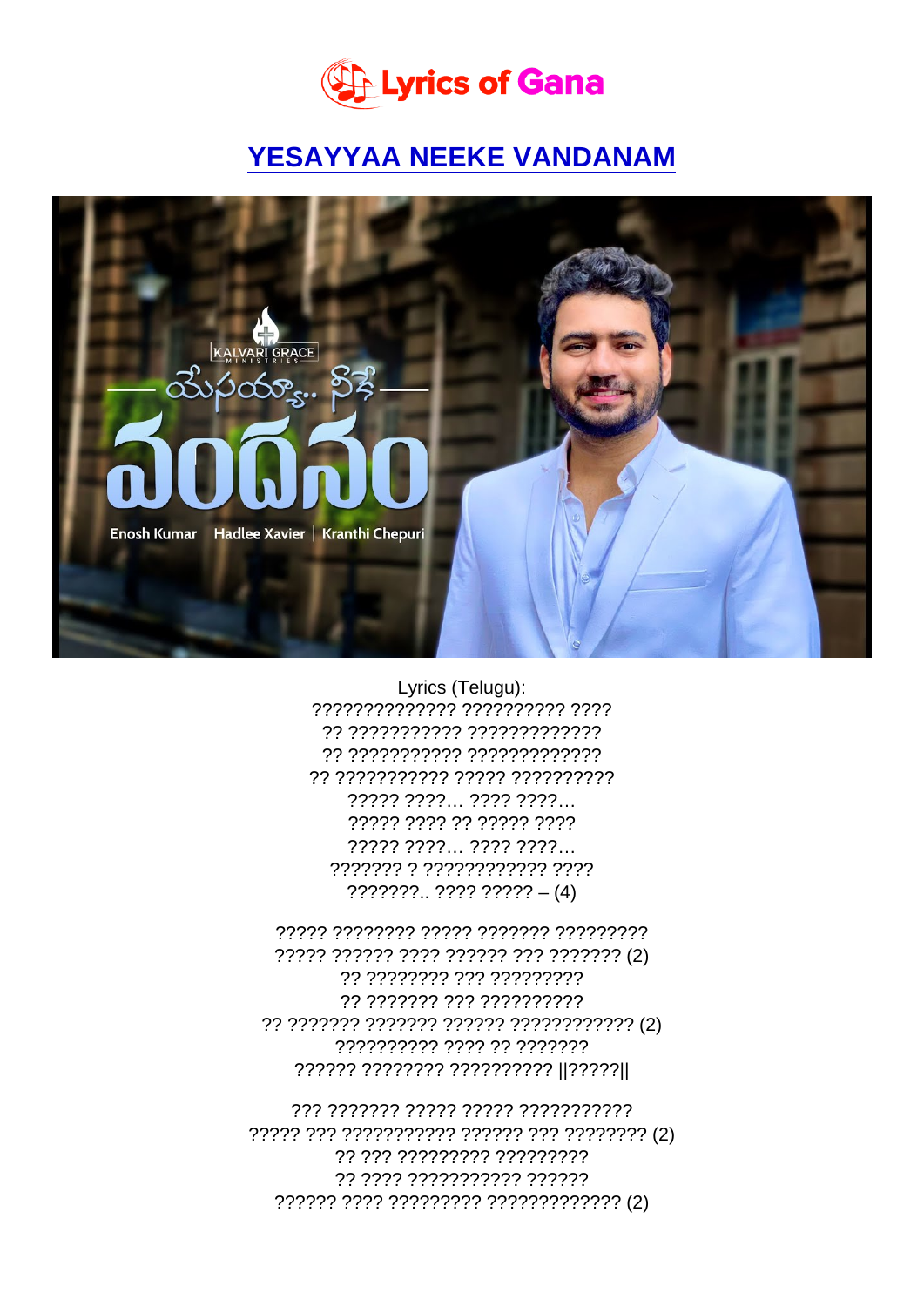# YESAYYAA NEEKE VANDANAM

Lyrics (Telugu):

?????????????? ?????????? ????
?? ??????????? ?????????????
?? ??????????? ?????????????
?? ??????????? ????? ??????????
????? ????... ???? ????...
????? ???? ?? ????? ????
????? ????... ???? ????...
??????? ? ???????????? ????
???????.. ???? ????? – (4)

????? ???????? ????? ??????? ?????????
????? ?????? ???? ?????? ??? ??????? (2)
?? ???????? ??? ?????????
?? ??????? ??? ??????????
?? ??????? ??????? ?????? ???????????? (2)
?????????? ???? ?? ???????
?????? ???????? ?????????? ||?????||

??? ??????? ????? ????? ???????????
????? ??? ??????????? ?????? ??? ???????? (2)
?? ??? ????????? ?????????
?? ???? ??????????? ??????
?????? ???? ????????? ????????????? (2)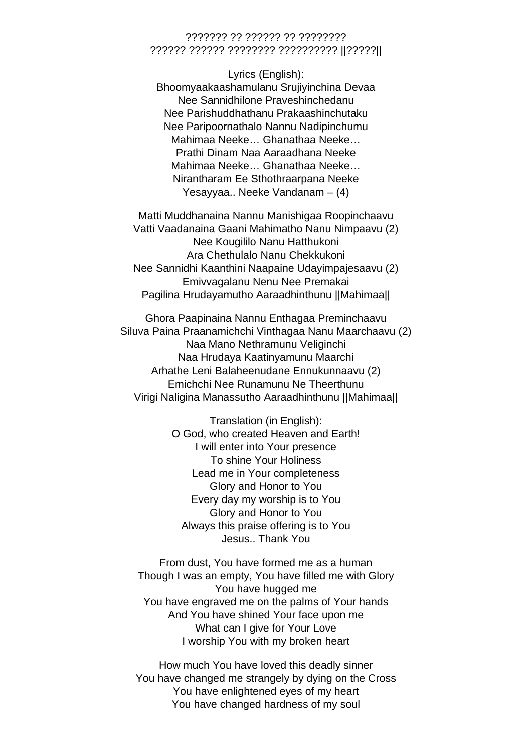??????? ?? ?????? ?? ????????
?????? ?????? ???????? ?????????? ||?????||

Lyrics (English):
Bhoomyaakaashamulanu Srujiyinchina Devaa
Nee Sannidhilone Praveshinchedanu
Nee Parishuddhathanu Prakaashinchutaku
Nee Paripoornathalo Nannu Nadipinchumu
Mahimaa Neeke… Ghanathaa Neeke…
Prathi Dinam Naa Aaraadhana Neeke
Mahimaa Neeke… Ghanathaa Neeke…
Nirantharam Ee Sthothraarpana Neeke
Yesayyaa.. Neeke Vandanam – (4)

Matti Muddhanaina Nannu Manishigaa Roopinchaavu
Vatti Vaadanaina Gaani Mahimatho Nanu Nimpaavu (2)
Nee Kougililo Nanu Hatthukoni
Ara Chethulalo Nanu Chekkukoni
Nee Sannidhi Kaanthini Naapaine Udayimpajesaavu (2)
Emivvagalanu Nenu Nee Premakai
Pagilina Hrudayamutho Aaraadhinthunu ||Mahimaa||

Ghora Paapinaina Nannu Enthagaa Preminchaavu
Siluva Paina Praanamichchi Vinthagaa Nanu Maarchaavu (2)
Naa Mano Nethramunu Veliginchi
Naa Hrudaya Kaatinyamunu Maarchi
Arhathe Leni Balaheenudane Ennukunnaavu (2)
Emichchi Nee Runamunu Ne Theerthunu
Virigi Naligina Manassutho Aaraadhinthunu ||Mahimaa||

Translation (in English):
O God, who created Heaven and Earth!
I will enter into Your presence
To shine Your Holiness
Lead me in Your completeness
Glory and Honor to You
Every day my worship is to You
Glory and Honor to You
Always this praise offering is to You
Jesus.. Thank You

From dust, You have formed me as a human
Though I was an empty, You have filled me with Glory
You have hugged me
You have engraved me on the palms of Your hands
And You have shined Your face upon me
What can I give for Your Love
I worship You with my broken heart

How much You have loved this deadly sinner
You have changed me strangely by dying on the Cross
You have enlightened eyes of my heart
You have changed hardness of my soul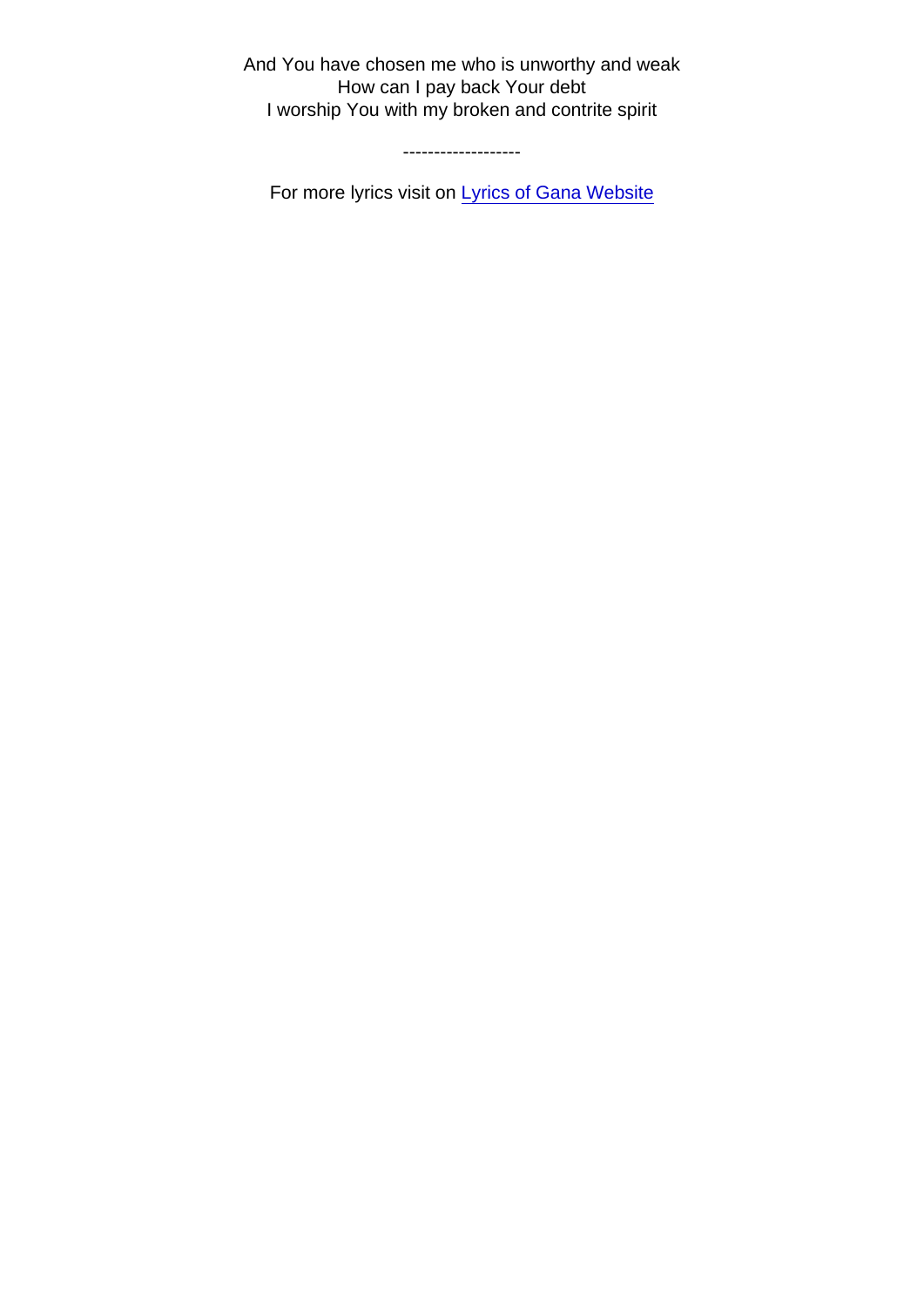And You have chosen me who is unworthy and weak
How can I pay back Your debt
I worship You with my broken and contrite spirit

-------------------

For more lyrics visit on Lyrics of Gana Website